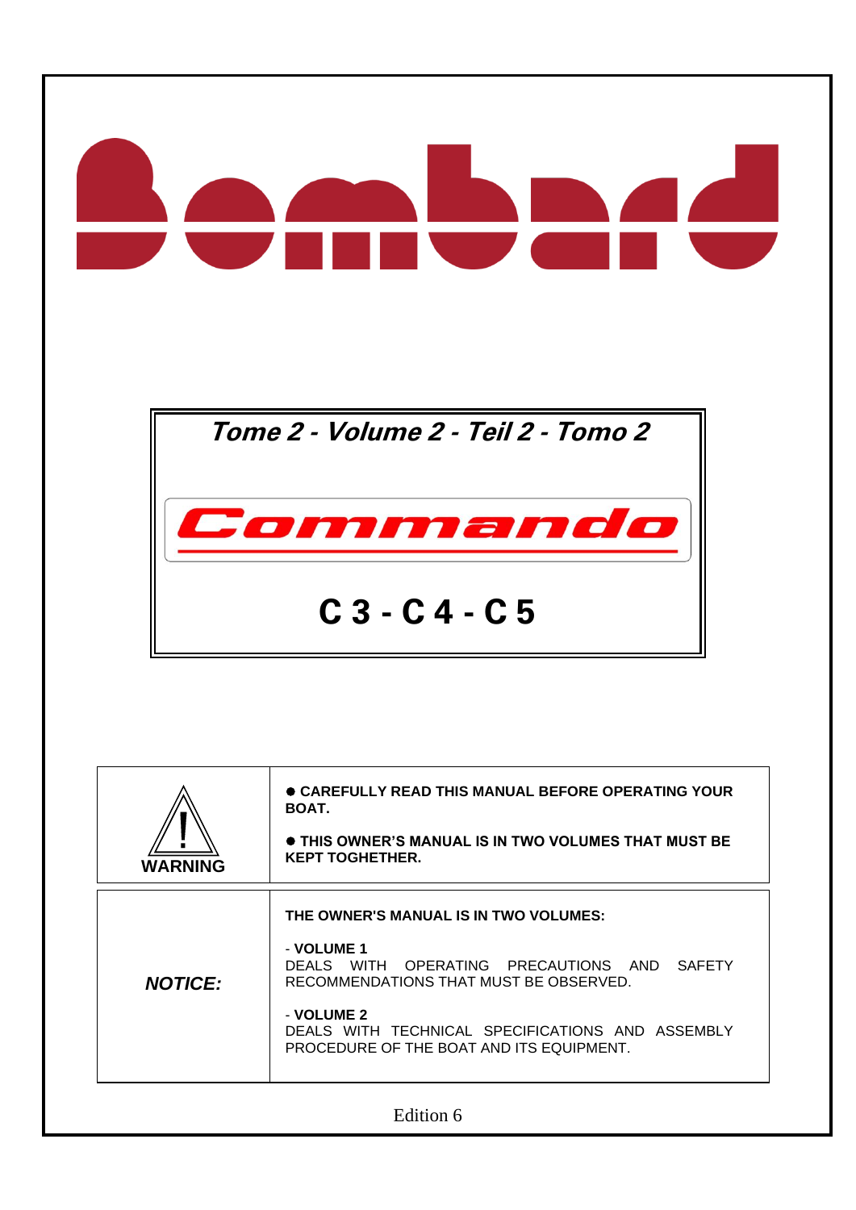# Bombard

## Tome 2 - Volume 2 - Teil 2 - Tomo 2

## Commando

# C 3 - C 4 - C 5

| **WARNING** | ● **CAREFULLY READ THIS MANUAL BEFORE OPERATING YOUR BOAT.**<br><br>● **THIS OWNER'S MANUAL IS IN TWO VOLUMES THAT MUST BE KEPT TOGHETHER.** |
|---|---|
| ***NOTICE:*** | **THE OWNER'S MANUAL IS IN TWO VOLUMES:**<br><br>- **VOLUME 1**<br>DEALS WITH OPERATING PRECAUTIONS AND SAFETY RECOMMENDATIONS THAT MUST BE OBSERVED.<br><br>- **VOLUME 2**<br>DEALS WITH TECHNICAL SPECIFICATIONS AND ASSEMBLY PROCEDURE OF THE BOAT AND ITS EQUIPMENT. |

Edition 6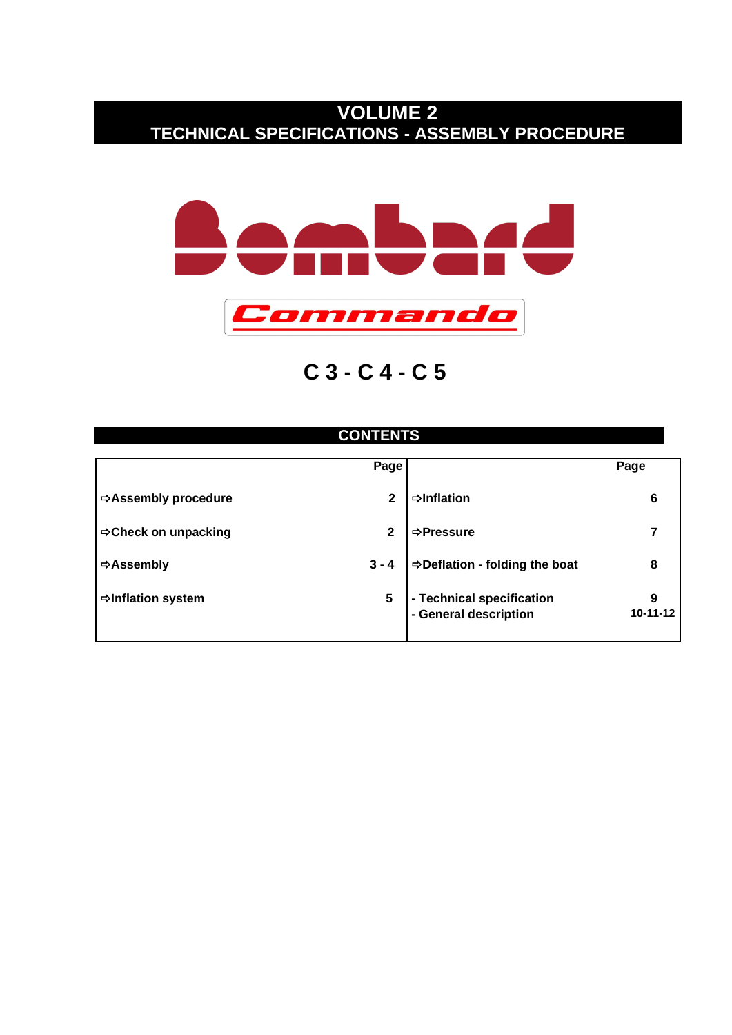# VOLUME 2
## TECHNICAL SPECIFICATIONS - ASSEMBLY PROCEDURE

# Bombard

## Commando

## C 3 - C 4 - C 5

## CONTENTS

| | Page | | Page |
|---|---|---|---|
| ⇨Assembly procedure | 2 | ⇨Inflation | 6 |
| ⇨Check on unpacking | 2 | ⇨Pressure | 7 |
| ⇨Assembly | 3 - 4 | ⇨Deflation - folding the boat | 8 |
| ⇨Inflation system | 5 | - Technical specification<br>- General description | 9<br>10-11-12 |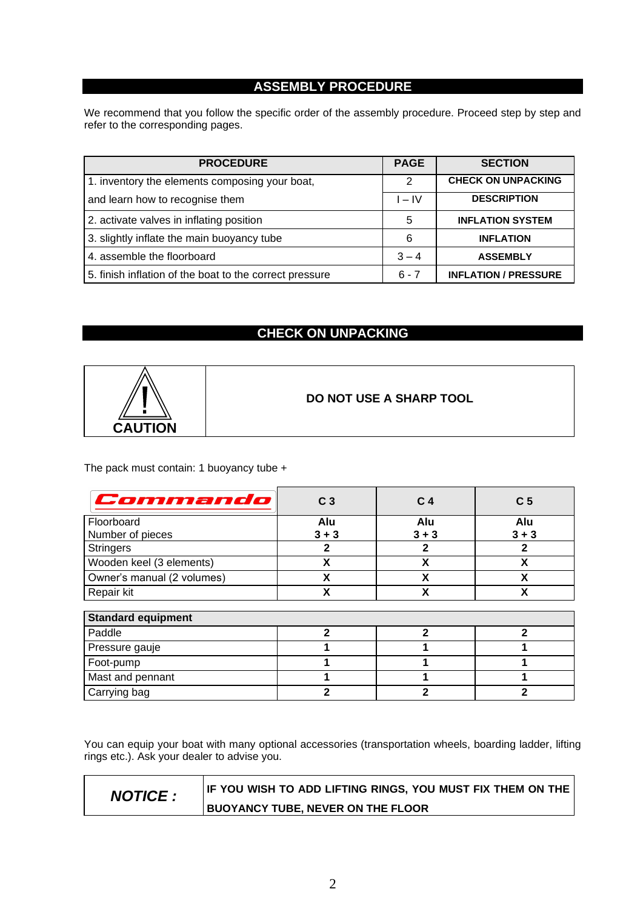## ASSEMBLY PROCEDURE

We recommend that you follow the specific order of the assembly procedure. Proceed step by step and refer to the corresponding pages.

| PROCEDURE | PAGE | SECTION |
|---|---|---|
| 1. inventory the elements composing your boat, | 2 | **CHECK ON UNPACKING** |
| and learn how to recognise them | I – IV | **DESCRIPTION** |
| 2. activate valves in inflating position | 5 | **INFLATION SYSTEM** |
| 3. slightly inflate the main buoyancy tube | 6 | **INFLATION** |
| 4. assemble the floorboard | 3 – 4 | **ASSEMBLY** |
| 5. finish inflation of the boat to the correct pressure | 6 - 7 | **INFLATION / PRESSURE** |

## CHECK ON UNPACKING

| CAUTION | DO NOT USE A SHARP TOOL |
|---|---|

The pack must contain: 1 buoyancy tube +

| Commando | C 3 | C 4 | C 5 |
|---|---|---|---|
| Floorboard<br>Number of pieces | **Alu**<br>**3 + 3** | **Alu**<br>**3 + 3** | **Alu**<br>**3 + 3** |
| Stringers | **2** | **2** | **2** |
| Wooden keel (3 elements) | **X** | **X** | **X** |
| Owner's manual (2 volumes) | **X** | **X** | **X** |
| Repair kit | **X** | **X** | **X** |

| **Standard equipment** | | | |
|---|---|---|---|
| Paddle | **2** | **2** | **2** |
| Pressure gauje | **1** | **1** | **1** |
| Foot-pump | **1** | **1** | **1** |
| Mast and pennant | **1** | **1** | **1** |
| Carrying bag | **2** | **2** | **2** |

You can equip your boat with many optional accessories (transportation wheels, boarding ladder, lifting rings etc.). Ask your dealer to advise you.

| ***NOTICE :*** | **IF YOU WISH TO ADD LIFTING RINGS, YOU MUST FIX THEM ON THE BUOYANCY TUBE, NEVER ON THE FLOOR** |
|---|---|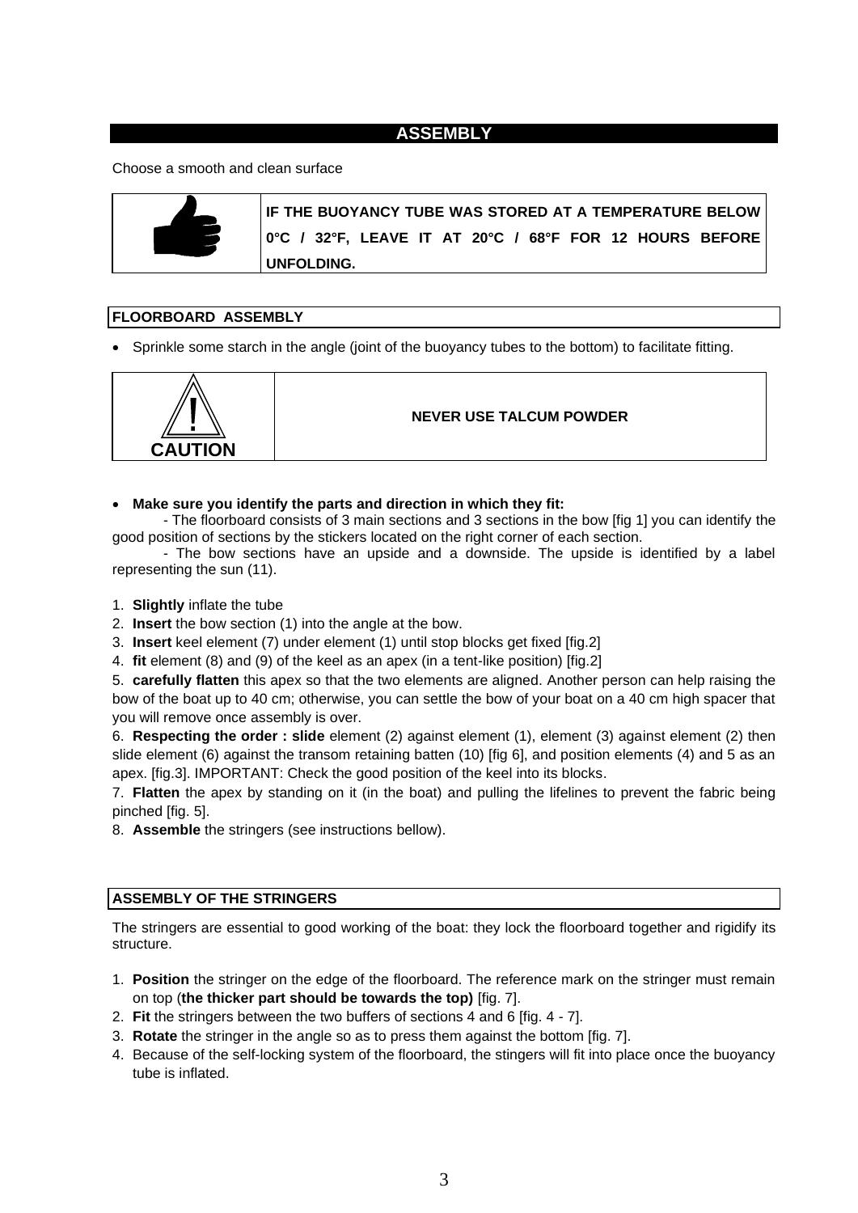## ASSEMBLY

Choose a smooth and clean surface

**IF THE BUOYANCY TUBE WAS STORED AT A TEMPERATURE BELOW 0°C / 32°F, LEAVE IT AT 20°C / 68°F FOR 12 HOURS BEFORE UNFOLDING.**

### FLOORBOARD ASSEMBLY

- Sprinkle some starch in the angle (joint of the buoyancy tubes to the bottom) to facilitate fitting.

**CAUTION**

**NEVER USE TALCUM POWDER**

- **Make sure you identify the parts and direction in which they fit:**

  - The floorboard consists of 3 main sections and 3 sections in the bow [fig 1] you can identify the good position of sections by the stickers located on the right corner of each section.

  - The bow sections have an upside and a downside. The upside is identified by a label representing the sun (11).

1. **Slightly** inflate the tube
2. **Insert** the bow section (1) into the angle at the bow.
3. **Insert** keel element (7) under element (1) until stop blocks get fixed [fig.2]
4. **fit** element (8) and (9) of the keel as an apex (in a tent-like position) [fig.2]
5. **carefully flatten** this apex so that the two elements are aligned. Another person can help raising the bow of the boat up to 40 cm; otherwise, you can settle the bow of your boat on a 40 cm high spacer that you will remove once assembly is over.
6. **Respecting the order : slide** element (2) against element (1), element (3) against element (2) then slide element (6) against the transom retaining batten (10) [fig 6], and position elements (4) and 5 as an apex. [fig.3]. IMPORTANT: Check the good position of the keel into its blocks.
7. **Flatten** the apex by standing on it (in the boat) and pulling the lifelines to prevent the fabric being pinched [fig. 5].
8. **Assemble** the stringers (see instructions bellow).

### ASSEMBLY OF THE STRINGERS

The stringers are essential to good working of the boat: they lock the floorboard together and rigidify its structure.

1. **Position** the stringer on the edge of the floorboard. The reference mark on the stringer must remain on top (**the thicker part should be towards the top)** [fig. 7].
2. **Fit** the stringers between the two buffers of sections 4 and 6 [fig. 4 - 7].
3. **Rotate** the stringer in the angle so as to press them against the bottom [fig. 7].
4. Because of the self-locking system of the floorboard, the stingers will fit into place once the buoyancy tube is inflated.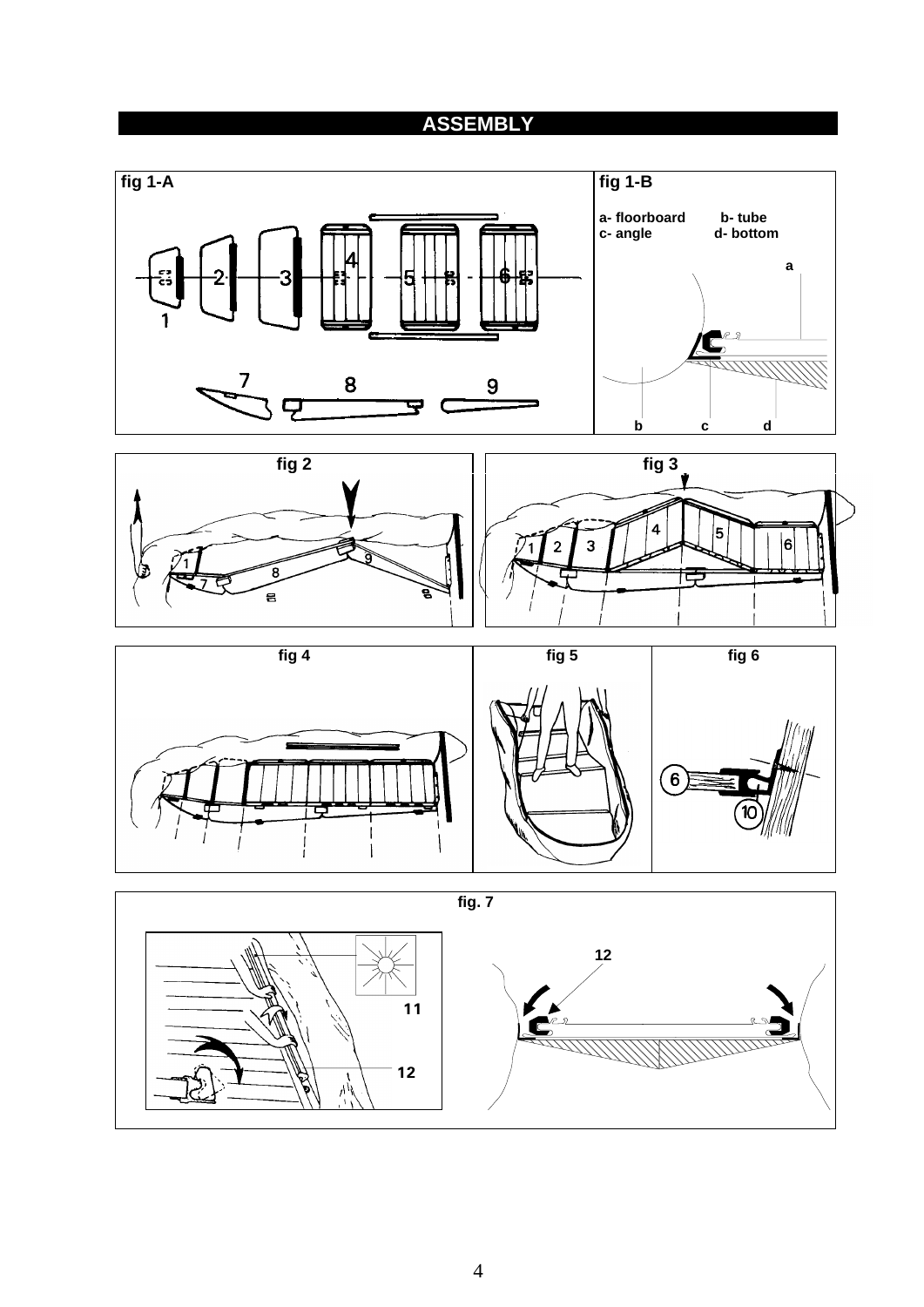## ASSEMBLY

fig 1-A

fig 1-B

a- floorboard b- tube
c- angle d- bottom

fig 2

fig 3

fig 4

fig 5

fig 6

fig. 7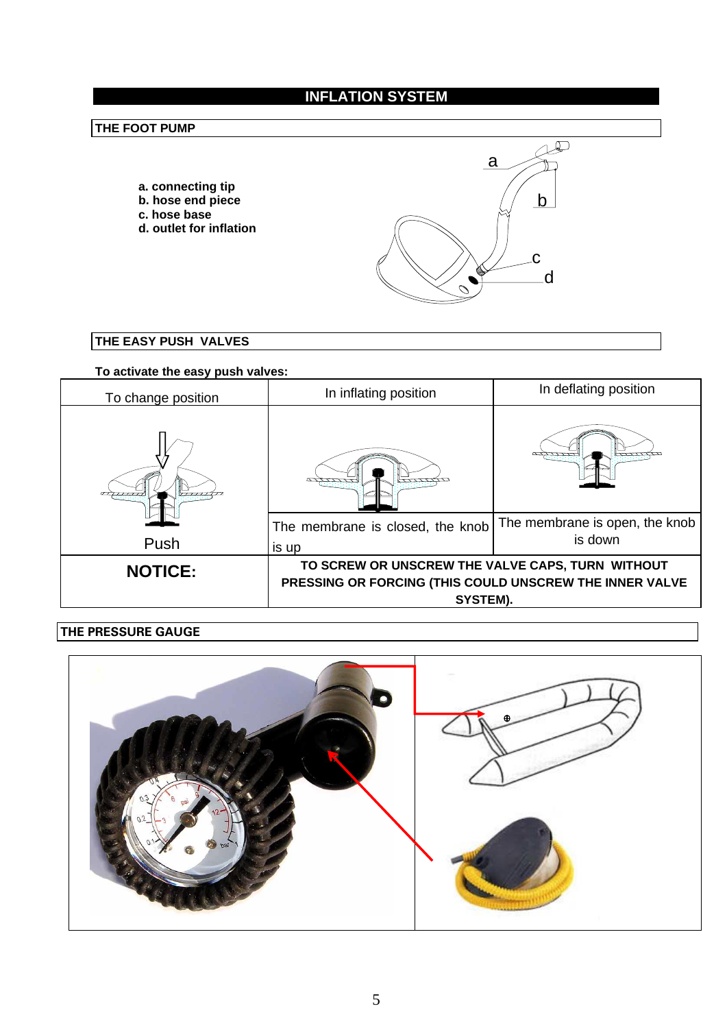# INFLATION SYSTEM

## THE FOOT PUMP

**a. connecting tip**
**b. hose end piece**
**c. hose base**
**d. outlet for inflation**

## THE EASY PUSH VALVES

**To activate the easy push valves:**

| To change position | In inflating position | In deflating position |
|---|---|---|
| Push | The membrane is closed, the knob is up | The membrane is open, the knob is down |
| **NOTICE:** | **TO SCREW OR UNSCREW THE VALVE CAPS, TURN WITHOUT PRESSING OR FORCING (THIS COULD UNSCREW THE INNER VALVE SYSTEM).** | |

## THE PRESSURE GAUGE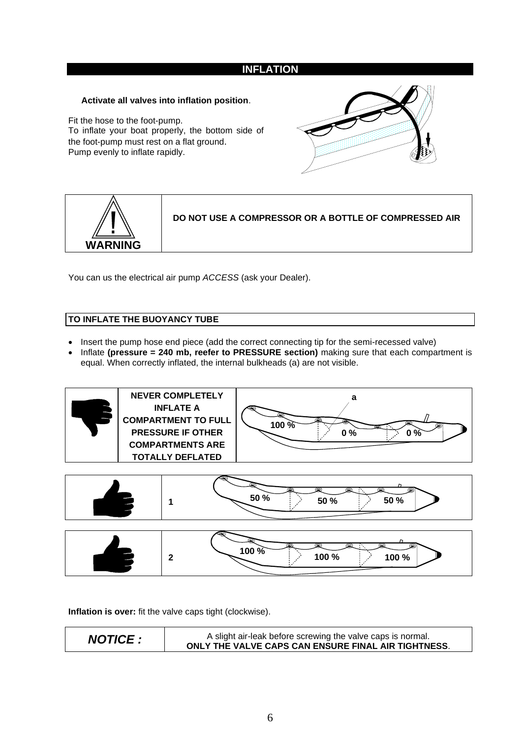## INFLATION

**Activate all valves into inflation position**.

Fit the hose to the foot-pump.
To inflate your boat properly, the bottom side of the foot-pump must rest on a flat ground.
Pump evenly to inflate rapidly.

| WARNING | DO NOT USE A COMPRESSOR OR A BOTTLE OF COMPRESSED AIR |
| --- | --- |

You can us the electrical air pump *ACCESS* (ask your Dealer).

### TO INFLATE THE BUOYANCY TUBE

- Insert the pump hose end piece (add the correct connecting tip for the semi-recessed valve)
- Inflate **(pressure = 240 mb, reefer to PRESSURE section)** making sure that each compartment is equal. When correctly inflated, the internal bulkheads (a) are not visible.

**NEVER COMPLETELY INFLATE A COMPARTMENT TO FULL PRESSURE IF OTHER COMPARTMENTS ARE TOTALLY DEFLATED**

a — 100 % / 0 % / 0 %

1 — 50 % / 50 % / 50 %

2 — 100 % / 100 % / 100 %

**Inflation is over:** fit the valve caps tight (clockwise).

| ***NOTICE :*** | A slight air-leak before screwing the valve caps is normal. **ONLY THE VALVE CAPS CAN ENSURE FINAL AIR TIGHTNESS**. |
| --- | --- |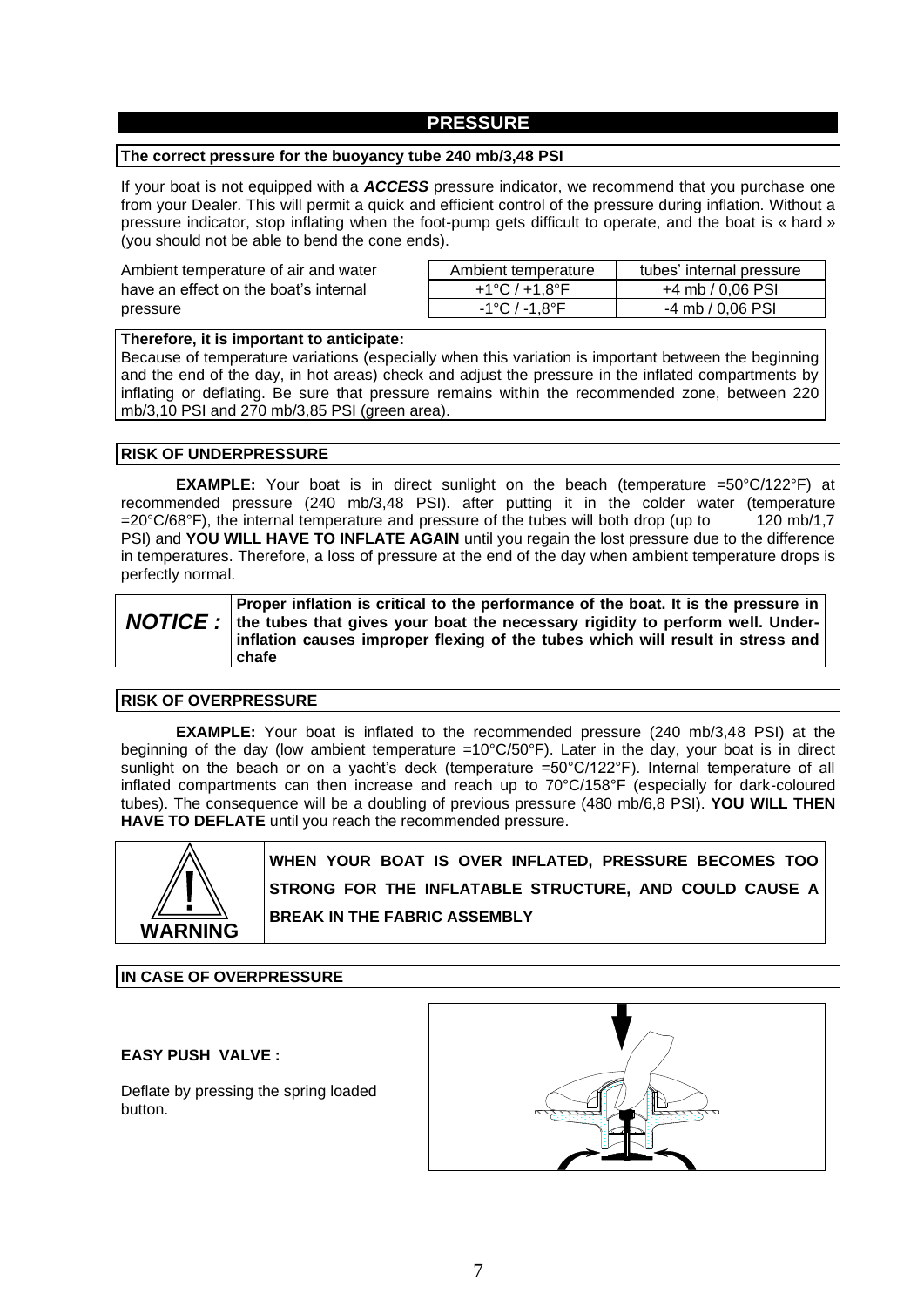## PRESSURE

**The correct pressure for the buoyancy tube 240 mb/3,48 PSI**

If your boat is not equipped with a ***ACCESS*** pressure indicator, we recommend that you purchase one from your Dealer. This will permit a quick and efficient control of the pressure during inflation. Without a pressure indicator, stop inflating when the foot-pump gets difficult to operate, and the boat is « hard » (you should not be able to bend the cone ends).

Ambient temperature of air and water have an effect on the boat's internal pressure

| Ambient temperature | tubes' internal pressure |
|---|---|
| +1°C / +1,8°F | +4 mb / 0,06 PSI |
| -1°C / -1,8°F | -4 mb / 0,06 PSI |

**Therefore, it is important to anticipate:**
Because of temperature variations (especially when this variation is important between the beginning and the end of the day, in hot areas) check and adjust the pressure in the inflated compartments by inflating or deflating. Be sure that pressure remains within the recommended zone, between 220 mb/3,10 PSI and 270 mb/3,85 PSI (green area).

**RISK OF UNDERPRESSURE**

**EXAMPLE:** Your boat is in direct sunlight on the beach (temperature =50°C/122°F) at recommended pressure (240 mb/3,48 PSI). after putting it in the colder water (temperature =20°C/68°F), the internal temperature and pressure of the tubes will both drop (up to 120 mb/1,7 PSI) and **YOU WILL HAVE TO INFLATE AGAIN** until you regain the lost pressure due to the difference in temperatures. Therefore, a loss of pressure at the end of the day when ambient temperature drops is perfectly normal.

***NOTICE :*** **Proper inflation is critical to the performance of the boat. It is the pressure in the tubes that gives your boat the necessary rigidity to perform well. Under-inflation causes improper flexing of the tubes which will result in stress and chafe**

**RISK OF OVERPRESSURE**

**EXAMPLE:** Your boat is inflated to the recommended pressure (240 mb/3,48 PSI) at the beginning of the day (low ambient temperature =10°C/50°F). Later in the day, your boat is in direct sunlight on the beach or on a yacht's deck (temperature =50°C/122°F). Internal temperature of all inflated compartments can then increase and reach up to 70°C/158°F (especially for dark-coloured tubes). The consequence will be a doubling of previous pressure (480 mb/6,8 PSI). **YOU WILL THEN HAVE TO DEFLATE** until you reach the recommended pressure.

**WARNING**

**WHEN YOUR BOAT IS OVER INFLATED, PRESSURE BECOMES TOO STRONG FOR THE INFLATABLE STRUCTURE, AND COULD CAUSE A BREAK IN THE FABRIC ASSEMBLY**

**IN CASE OF OVERPRESSURE**

**EASY PUSH VALVE :**

Deflate by pressing the spring loaded button.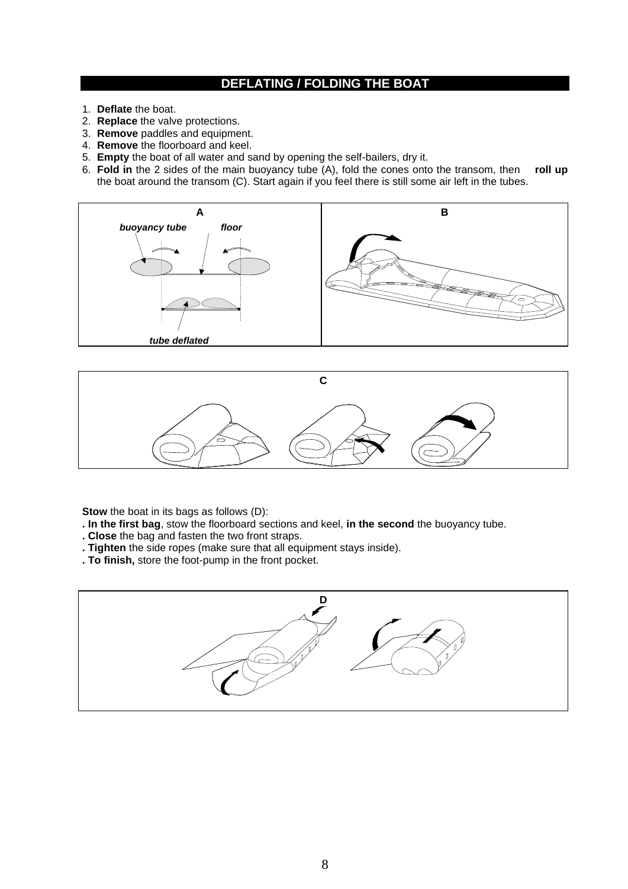## DEFLATING / FOLDING THE BOAT

1. **Deflate** the boat.
2. **Replace** the valve protections.
3. **Remove** paddles and equipment.
4. **Remove** the floorboard and keel.
5. **Empty** the boat of all water and sand by opening the self-bailers, dry it.
6. **Fold in** the 2 sides of the main buoyancy tube (A), fold the cones onto the transom, then **roll up** the boat around the transom (C). Start again if you feel there is still some air left in the tubes.

A

*buoyancy tube* *floor*

*tube deflated*

B

C

**Stow** the boat in its bags as follows (D):

**. In the first bag**, stow the floorboard sections and keel, **in the second** the buoyancy tube.

**. Close** the bag and fasten the two front straps.

**. Tighten** the side ropes (make sure that all equipment stays inside).

**. To finish,** store the foot-pump in the front pocket.

D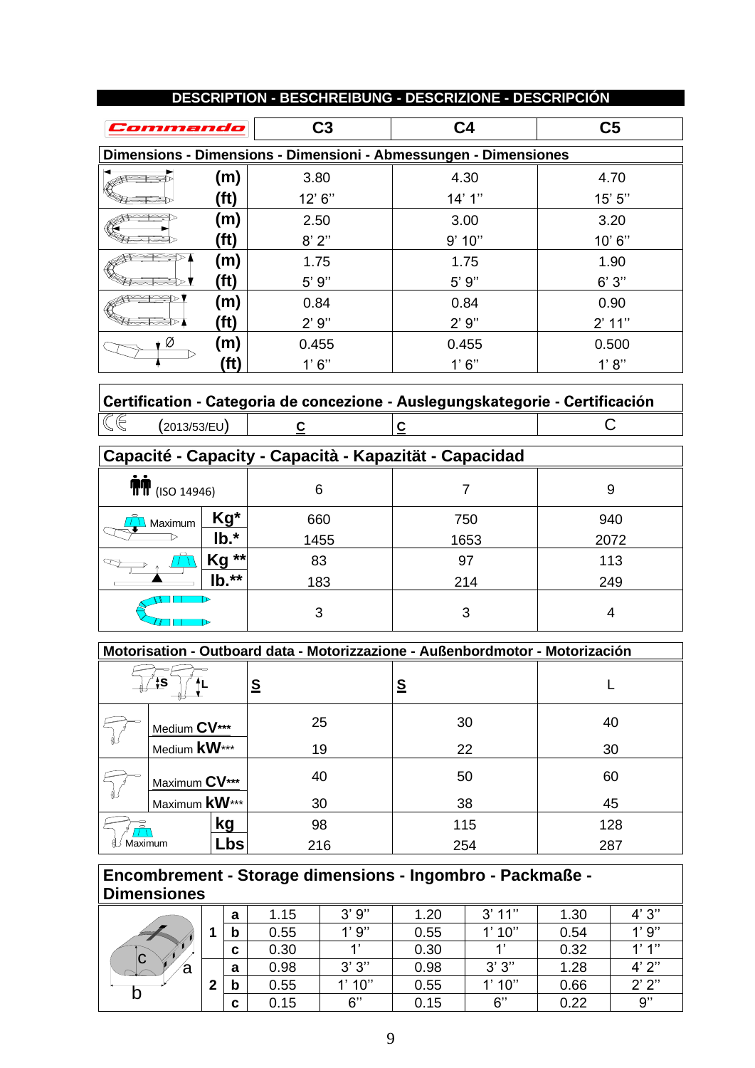# DESCRIPTION - BESCHREIBUNG - DESCRIZIONE - DESCRIPCIÓN

| Commando | | C3 | C4 | C5 |
|---|---|---|---|---|
| **Dimensions - Dimensions - Dimensioni - Abmessungen - Dimensiones** | | | | |
| | (m) | 3.80 | 4.30 | 4.70 |
| | (ft) | 12' 6" | 14' 1" | 15' 5" |
| | (m) | 2.50 | 3.00 | 3.20 |
| | (ft) | 8' 2" | 9' 10" | 10' 6" |
| | (m) | 1.75 | 1.75 | 1.90 |
| | (ft) | 5' 9" | 5' 9" | 6' 3" |
| | (m) | 0.84 | 0.84 | 0.90 |
| | (ft) | 2' 9" | 2' 9" | 2' 11" |
| Ø | (m) | 0.455 | 0.455 | 0.500 |
| | (ft) | 1' 6" | 1' 6" | 1' 8" |
| **Certification - Categoria de concezione - Auslegungskategorie - Certificación** | | | | |
| CE (2013/53/EU) | | C | C | C |
| **Capacité - Capacity - Capacità - Kapazität - Capacidad** | | | | |
| (ISO 14946) | | 6 | 7 | 9 |
| Maximum | Kg* | 660 | 750 | 940 |
| | lb.* | 1455 | 1653 | 2072 |
| | Kg ** | 83 | 97 | 113 |
| | lb.** | 183 | 214 | 249 |
| | | 3 | 3 | 4 |
| **Motorisation - Outboard data - Motorizzazione - Außenbordmotor - Motorización** | | | | |
| S / L | | S | S | L |
| | Medium CV*** | 25 | 30 | 40 |
| | Medium kW*** | 19 | 22 | 30 |
| | Maximum CV*** | 40 | 50 | 60 |
| | Maximum kW*** | 30 | 38 | 45 |
| Maximum | kg | 98 | 115 | 128 |
| | Lbs | 216 | 254 | 287 |

**Encombrement - Storage dimensions - Ingombro - Packmaße - Dimensiones**

| | | | C3 (m) | C3 (ft) | C4 (m) | C4 (ft) | C5 (m) | C5 (ft) |
|---|---|---|---|---|---|---|---|---|
| | 1 | a | 1.15 | 3' 9" | 1.20 | 3' 11" | 1.30 | 4' 3" |
| | | b | 0.55 | 1' 9" | 0.55 | 1' 10" | 0.54 | 1' 9" |
| | | c | 0.30 | 1' | 0.30 | 1' | 0.32 | 1' 1" |
| | 2 | a | 0.98 | 3' 3" | 0.98 | 3' 3" | 1.28 | 4' 2" |
| | | b | 0.55 | 1' 10" | 0.55 | 1' 10" | 0.66 | 2' 2" |
| | | c | 0.15 | 6" | 0.15 | 6" | 0.22 | 9" |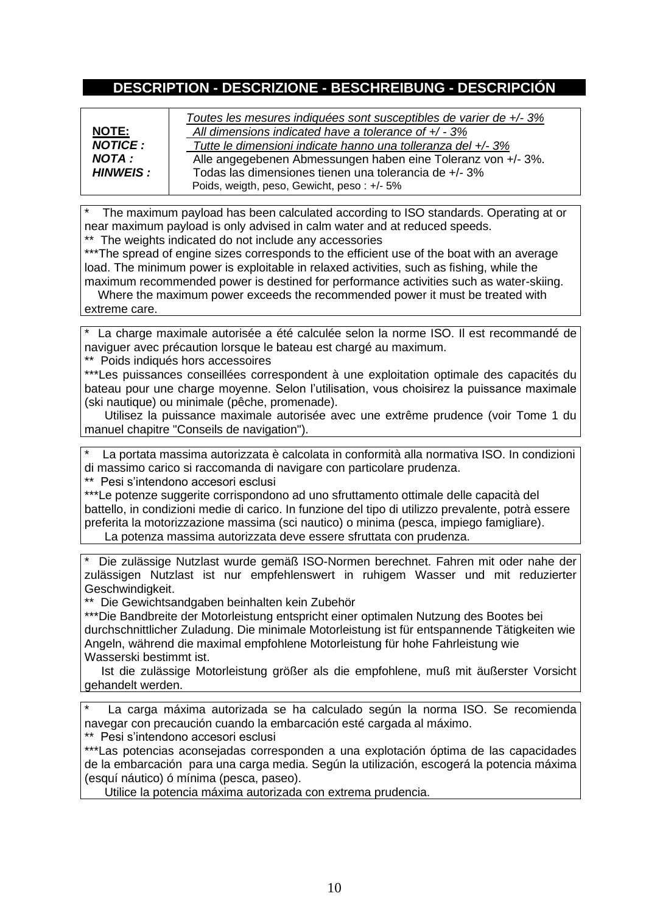## DESCRIPTION - DESCRIZIONE - BESCHREIBUNG - DESCRIPCIÓN

| **NOTE:**<br>***NOTICE :***<br>***NOTA :***<br>***HINWEIS :*** | *Toutes les mesures indiquées sont susceptibles de varier de +/- 3%*<br>*All dimensions indicated have a tolerance of +/ - 3%*<br>*Tutte le dimensioni indicate hanno una tolleranza del +/- 3%*<br>Alle angegebenen Abmessungen haben eine Toleranz von +/- 3%.<br>Todas las dimensiones tienen una tolerancia de +/- 3%<br>Poids, weigth, peso, Gewicht, peso : +/- 5% |
|---|---|

\* The maximum payload has been calculated according to ISO standards. Operating at or near maximum payload is only advised in calm water and at reduced speeds.
\*\* The weights indicated do not include any accessories
\*\*\*The spread of engine sizes corresponds to the efficient use of the boat with an average load. The minimum power is exploitable in relaxed activities, such as fishing, while the maximum recommended power is destined for performance activities such as water-skiing.
Where the maximum power exceeds the recommended power it must be treated with extreme care.

\* La charge maximale autorisée a été calculée selon la norme ISO. Il est recommandé de naviguer avec précaution lorsque le bateau est chargé au maximum.
\*\* Poids indiqués hors accessoires
\*\*\*Les puissances conseillées correspondent à une exploitation optimale des capacités du bateau pour une charge moyenne. Selon l'utilisation, vous choisirez la puissance maximale (ski nautique) ou minimale (pêche, promenade).
Utilisez la puissance maximale autorisée avec une extrême prudence (voir Tome 1 du manuel chapitre "Conseils de navigation").

\* La portata massima autorizzata è calcolata in conformità alla normativa ISO. In condizioni di massimo carico si raccomanda di navigare con particolare prudenza.
\*\* Pesi s'intendono accesori esclusi
\*\*\*Le potenze suggerite corrispondono ad uno sfruttamento ottimale delle capacità del battello, in condizioni medie di carico. In funzione del tipo di utilizzo prevalente, potrà essere preferita la motorizzazione massima (sci nautico) o minima (pesca, impiego famigliare).
La potenza massima autorizzata deve essere sfruttata con prudenza.

\* Die zulässige Nutzlast wurde gemäß ISO-Normen berechnet. Fahren mit oder nahe der zulässigen Nutzlast ist nur empfehlenswert in ruhigem Wasser und mit reduzierter Geschwindigkeit.
\*\* Die Gewichtsandgaben beinhalten kein Zubehör
\*\*\*Die Bandbreite der Motorleistung entspricht einer optimalen Nutzung des Bootes bei durchschnittlicher Zuladung. Die minimale Motorleistung ist für entspannende Tätigkeiten wie Angeln, während die maximal empfohlene Motorleistung für hohe Fahrleistung wie Wasserski bestimmt ist.
Ist die zulässige Motorleistung größer als die empfohlene, muß mit äußerster Vorsicht gehandelt werden.

\* La carga máxima autorizada se ha calculado según la norma ISO. Se recomienda navegar con precaución cuando la embarcación esté cargada al máximo.
\*\* Pesi s'intendono accesori esclusi
\*\*\*Las potencias aconsejadas corresponden a una explotación óptima de las capacidades de la embarcación para una carga media. Según la utilización, escogerá la potencia máxima (esquí náutico) ó mínima (pesca, paseo).
Utilice la potencia máxima autorizada con extrema prudencia.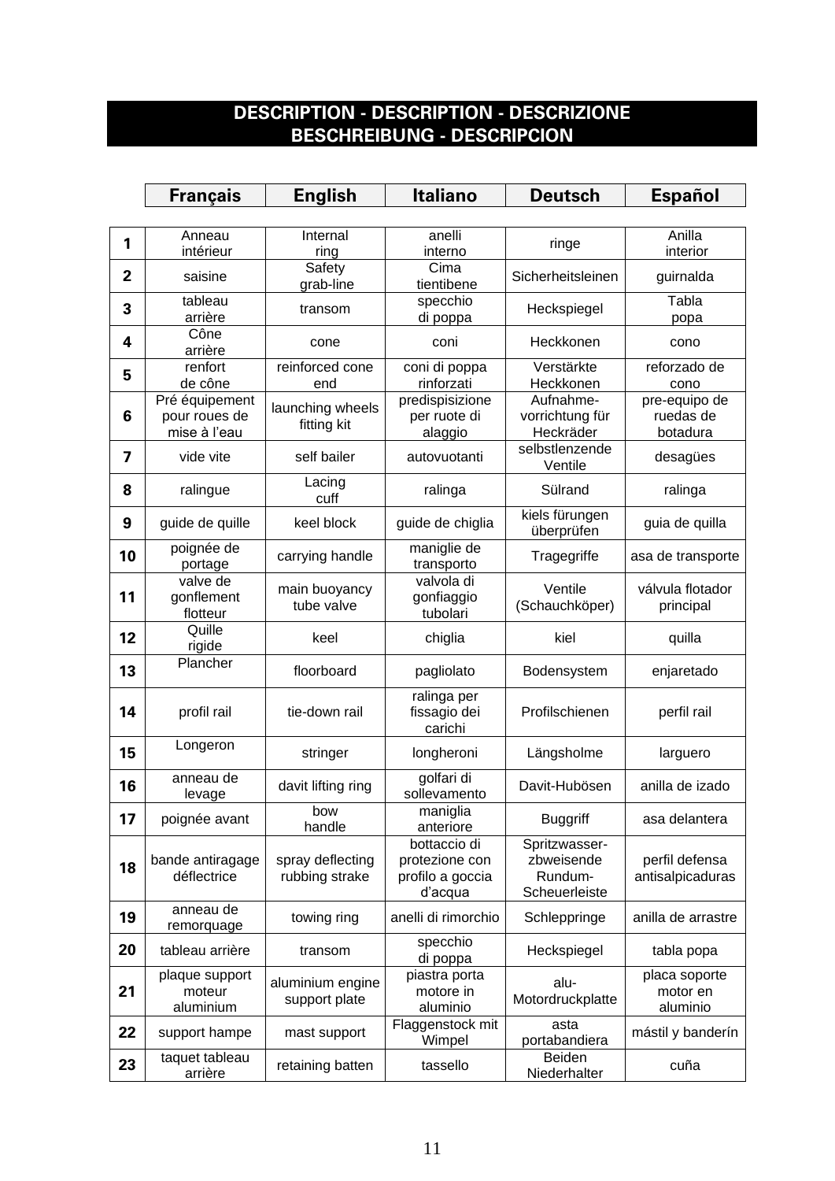# DESCRIPTION - DESCRIPTION - DESCRIZIONE BESCHREIBUNG - DESCRIPCION

| | Français | English | Italiano | Deutsch | Español |
|---|---|---|---|---|---|
| **1** | Anneau intérieur | Internal ring | anelli interno | ringe | Anilla interior |
| **2** | saisine | Safety grab-line | Cima tientibene | Sicherheitsleinen | guirnalda |
| **3** | tableau arrière | transom | specchio di poppa | Heckspiegel | Tabla popa |
| **4** | Cône arrière | cone | coni | Heckkonen | cono |
| **5** | renfort de cône | reinforced cone end | coni di poppa rinforzati | Verstärkte Heckkonen | reforzado de cono |
| **6** | Pré équipement pour roues de mise à l'eau | launching wheels fitting kit | predispisizione per ruote di alaggio | Aufnahme-vorrichtung für Heckräder | pre-equipo de ruedas de botadura |
| **7** | vide vite | self bailer | autovuotanti | selbstlenzende Ventile | desagües |
| **8** | ralingue | Lacing cuff | ralinga | Sülrand | ralinga |
| **9** | guide de quille | keel block | guide de chiglia | kiels fürungen überprüfen | guia de quilla |
| **10** | poignée de portage | carrying handle | maniglie de transporto | Tragegriffe | asa de transporte |
| **11** | valve de gonflement flotteur | main buoyancy tube valve | valvola di gonfiaggio tubolari | Ventile (Schauchköper) | válvula flotador principal |
| **12** | Quille rigide | keel | chiglia | kiel | quilla |
| **13** | Plancher | floorboard | pagliolato | Bodensystem | enjaretado |
| **14** | profil rail | tie-down rail | ralinga per fissagio dei carichi | Profilschienen | perfil rail |
| **15** | Longeron | stringer | longheroni | Längsholme | larguero |
| **16** | anneau de levage | davit lifting ring | golfari di sollevamento | Davit-Hubösen | anilla de izado |
| **17** | poignée avant | bow handle | maniglia anteriore | Buggriff | asa delantera |
| **18** | bande antiragage déflectrice | spray deflecting rubbing strake | bottaccio di protezione con profilo a goccia d'acqua | Spritzwasser-zbweisende Rundum-Scheuerleiste | perfil defensa antisalpicaduras |
| **19** | anneau de remorquage | towing ring | anelli di rimorchio | Schleppringe | anilla de arrastre |
| **20** | tableau arrière | transom | specchio di poppa | Heckspiegel | tabla popa |
| **21** | plaque support moteur aluminium | aluminium engine support plate | piastra porta motore in aluminio | alu-Motordruckplatte | placa soporte motor en aluminio |
| **22** | support hampe | mast support | Flaggenstock mit Wimpel | asta portabandiera | mástil y banderín |
| **23** | taquet tableau arrière | retaining batten | tassello | Beiden Niederhalter | cuña |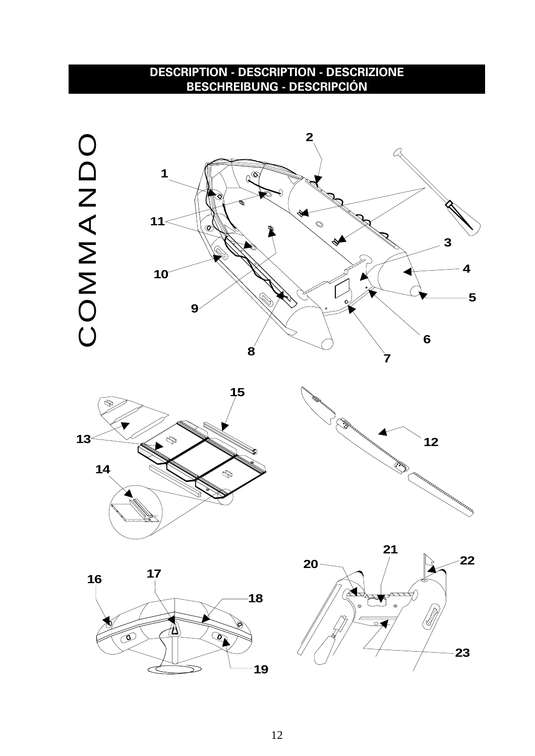# DESCRIPTION - DESCRIPTION - DESCRIZIONE
# BESCHREIBUNG - DESCRIPCIÓN

COMMANDO

2

1

11

3

4

10

5

9

6

8

7

15

13

12

14

21

20

22

17

16

18

23

19